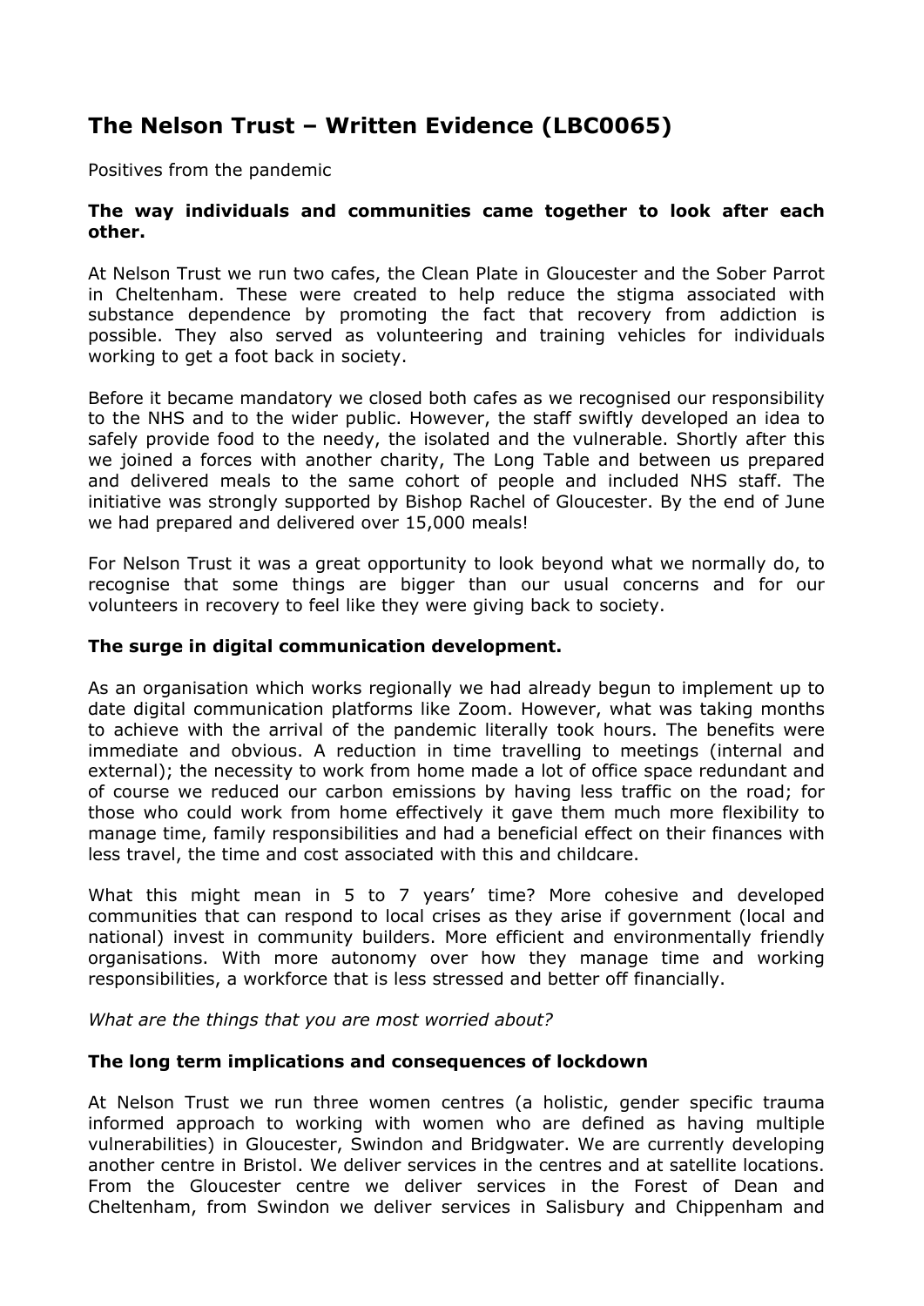# The Nelson Trust – Written Evidence (LBC0065)

Positives from the pandemic

**The way individuals and communities came together to look after each other.**

At Nelson Trust we run two cafes, the Clean Plate in Gloucester and the Sober Parrot in Cheltenham. These were created to help reduce the stigma associated with substance dependence by promoting the fact that recovery from addiction is possible. They also served as volunteering and training vehicles for individuals working to get a foot back in society.

Before it became mandatory we closed both cafes as we recognised our responsibility to the NHS and to the wider public. However, the staff swiftly developed an idea to safely provide food to the needy, the isolated and the vulnerable. Shortly after this we joined a forces with another charity, The Long Table and between us prepared and delivered meals to the same cohort of people and included NHS staff. The initiative was strongly supported by Bishop Rachel of Gloucester. By the end of June we had prepared and delivered over 15,000 meals!

For Nelson Trust it was a great opportunity to look beyond what we normally do, to recognise that some things are bigger than our usual concerns and for our volunteers in recovery to feel like they were giving back to society.

**The surge in digital communication development.**

As an organisation which works regionally we had already begun to implement up to date digital communication platforms like Zoom. However, what was taking months to achieve with the arrival of the pandemic literally took hours. The benefits were immediate and obvious. A reduction in time travelling to meetings (internal and external); the necessity to work from home made a lot of office space redundant and of course we reduced our carbon emissions by having less traffic on the road; for those who could work from home effectively it gave them much more flexibility to manage time, family responsibilities and had a beneficial effect on their finances with less travel, the time and cost associated with this and childcare.

What this might mean in 5 to 7 years' time? More cohesive and developed communities that can respond to local crises as they arise if government (local and national) invest in community builders. More efficient and environmentally friendly organisations. With more autonomy over how they manage time and working responsibilities, a workforce that is less stressed and better off financially.

*What are the things that you are most worried about?*

**The long term implications and consequences of lockdown**

At Nelson Trust we run three women centres (a holistic, gender specific trauma informed approach to working with women who are defined as having multiple vulnerabilities) in Gloucester, Swindon and Bridgwater. We are currently developing another centre in Bristol. We deliver services in the centres and at satellite locations. From the Gloucester centre we deliver services in the Forest of Dean and Cheltenham, from Swindon we deliver services in Salisbury and Chippenham and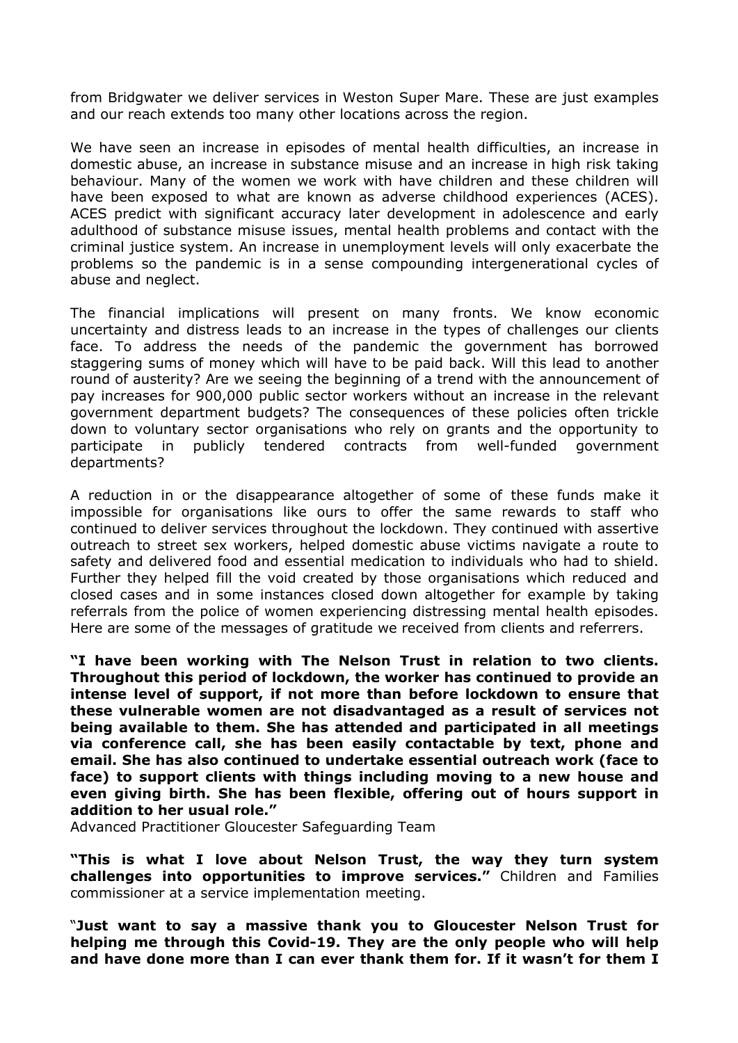from Bridgwater we deliver services in Weston Super Mare. These are just examples and our reach extends too many other locations across the region.

We have seen an increase in episodes of mental health difficulties, an increase in domestic abuse, an increase in substance misuse and an increase in high risk taking behaviour. Many of the women we work with have children and these children will have been exposed to what are known as adverse childhood experiences (ACES). ACES predict with significant accuracy later development in adolescence and early adulthood of substance misuse issues, mental health problems and contact with the criminal justice system. An increase in unemployment levels will only exacerbate the problems so the pandemic is in a sense compounding intergenerational cycles of abuse and neglect.

The financial implications will present on many fronts. We know economic uncertainty and distress leads to an increase in the types of challenges our clients face. To address the needs of the pandemic the government has borrowed staggering sums of money which will have to be paid back. Will this lead to another round of austerity? Are we seeing the beginning of a trend with the announcement of pay increases for 900,000 public sector workers without an increase in the relevant government department budgets? The consequences of these policies often trickle down to voluntary sector organisations who rely on grants and the opportunity to participate in publicly tendered contracts from well-funded government departments?

A reduction in or the disappearance altogether of some of these funds make it impossible for organisations like ours to offer the same rewards to staff who continued to deliver services throughout the lockdown. They continued with assertive outreach to street sex workers, helped domestic abuse victims navigate a route to safety and delivered food and essential medication to individuals who had to shield. Further they helped fill the void created by those organisations which reduced and closed cases and in some instances closed down altogether for example by taking referrals from the police of women experiencing distressing mental health episodes. Here are some of the messages of gratitude we received from clients and referrers.

**"I have been working with The Nelson Trust in relation to two clients. Throughout this period of lockdown, the worker has continued to provide an intense level of support, if not more than before lockdown to ensure that these vulnerable women are not disadvantaged as a result of services not being available to them. She has attended and participated in all meetings via conference call, she has been easily contactable by text, phone and email. She has also continued to undertake essential outreach work (face to face) to support clients with things including moving to a new house and even giving birth. She has been flexible, offering out of hours support in addition to her usual role."**
Advanced Practitioner Gloucester Safeguarding Team

**"This is what I love about Nelson Trust, the way they turn system challenges into opportunities to improve services."** Children and Families commissioner at a service implementation meeting.

"**Just want to say a massive thank you to Gloucester Nelson Trust for helping me through this Covid-19. They are the only people who will help and have done more than I can ever thank them for. If it wasn't for them I**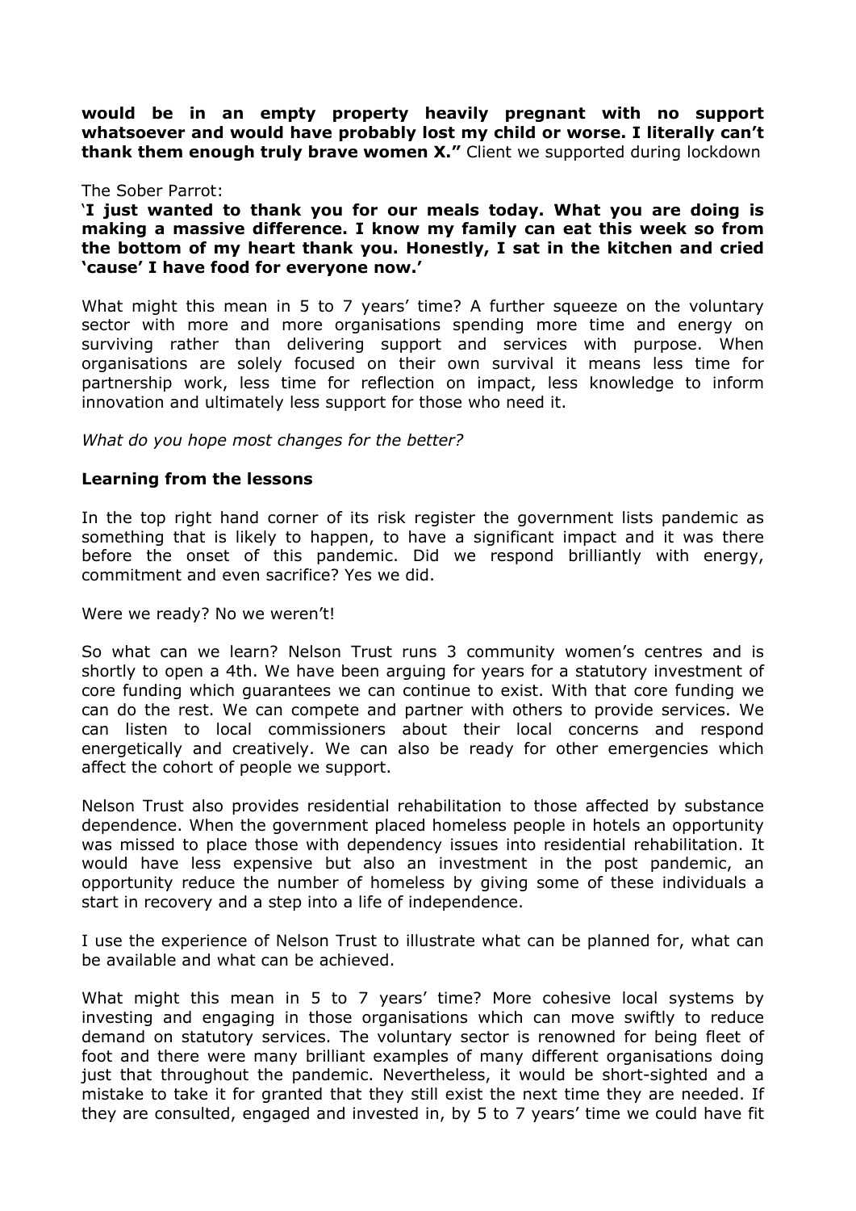**would be in an empty property heavily pregnant with no support whatsoever and would have probably lost my child or worse. I literally can't thank them enough truly brave women X."** Client we supported during lockdown

The Sober Parrot:

**'I just wanted to thank you for our meals today. What you are doing is making a massive difference. I know my family can eat this week so from the bottom of my heart thank you. Honestly, I sat in the kitchen and cried 'cause' I have food for everyone now.'**

What might this mean in 5 to 7 years' time? A further squeeze on the voluntary sector with more and more organisations spending more time and energy on surviving rather than delivering support and services with purpose. When organisations are solely focused on their own survival it means less time for partnership work, less time for reflection on impact, less knowledge to inform innovation and ultimately less support for those who need it.

*What do you hope most changes for the better?*

**Learning from the lessons**

In the top right hand corner of its risk register the government lists pandemic as something that is likely to happen, to have a significant impact and it was there before the onset of this pandemic. Did we respond brilliantly with energy, commitment and even sacrifice? Yes we did.

Were we ready? No we weren't!

So what can we learn? Nelson Trust runs 3 community women's centres and is shortly to open a 4th. We have been arguing for years for a statutory investment of core funding which guarantees we can continue to exist. With that core funding we can do the rest. We can compete and partner with others to provide services. We can listen to local commissioners about their local concerns and respond energetically and creatively. We can also be ready for other emergencies which affect the cohort of people we support.

Nelson Trust also provides residential rehabilitation to those affected by substance dependence. When the government placed homeless people in hotels an opportunity was missed to place those with dependency issues into residential rehabilitation. It would have less expensive but also an investment in the post pandemic, an opportunity reduce the number of homeless by giving some of these individuals a start in recovery and a step into a life of independence.

I use the experience of Nelson Trust to illustrate what can be planned for, what can be available and what can be achieved.

What might this mean in 5 to 7 years' time? More cohesive local systems by investing and engaging in those organisations which can move swiftly to reduce demand on statutory services. The voluntary sector is renowned for being fleet of foot and there were many brilliant examples of many different organisations doing just that throughout the pandemic. Nevertheless, it would be short-sighted and a mistake to take it for granted that they still exist the next time they are needed. If they are consulted, engaged and invested in, by 5 to 7 years' time we could have fit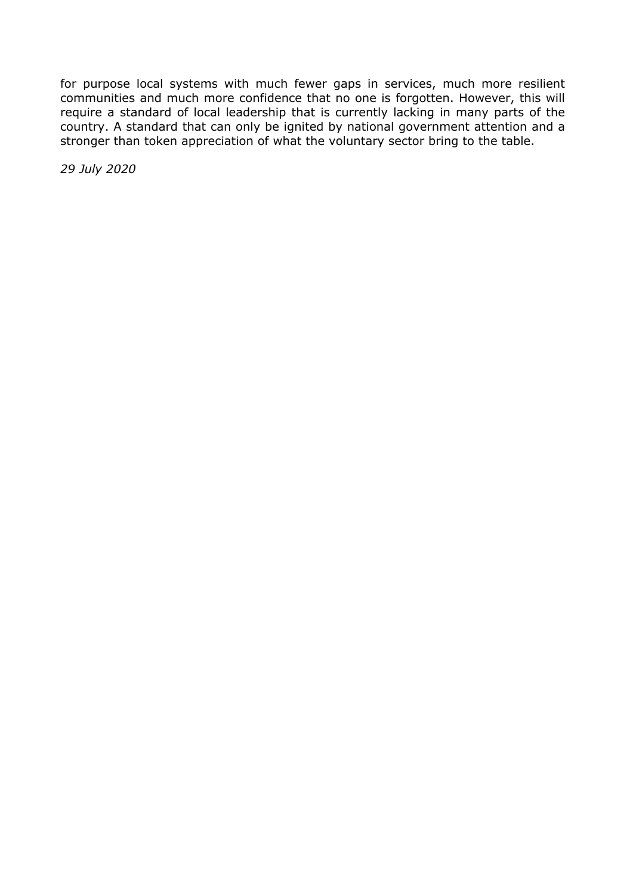for purpose local systems with much fewer gaps in services, much more resilient communities and much more confidence that no one is forgotten. However, this will require a standard of local leadership that is currently lacking in many parts of the country. A standard that can only be ignited by national government attention and a stronger than token appreciation of what the voluntary sector bring to the table.

*29 July 2020*